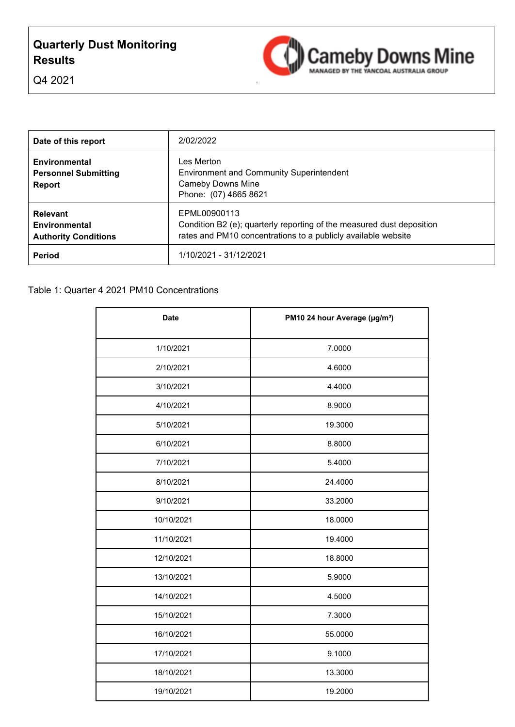# Quarterly Dust Monitoring Results

Q4 2021

Cameby Downs Mine
MANAGED BY THE YANCOAL AUSTRALIA GROUP

| | |
|---|---|
| **Date of this report** | 2/02/2022 |
| **Environmental Personnel Submitting Report** | Les Merton<br>Environment and Community Superintendent<br>Cameby Downs Mine<br>Phone: (07) 4665 8621 |
| **Relevant Environmental Authority Conditions** | EPML00900113<br>Condition B2 (e); quarterly reporting of the measured dust deposition rates and PM10 concentrations to a publicly available website |
| **Period** | 1/10/2021 - 31/12/2021 |

Table 1: Quarter 4 2021 PM10 Concentrations

| Date | PM10 24 hour Average (μg/m³) |
|---|---|
| 1/10/2021 | 7.0000 |
| 2/10/2021 | 4.6000 |
| 3/10/2021 | 4.4000 |
| 4/10/2021 | 8.9000 |
| 5/10/2021 | 19.3000 |
| 6/10/2021 | 8.8000 |
| 7/10/2021 | 5.4000 |
| 8/10/2021 | 24.4000 |
| 9/10/2021 | 33.2000 |
| 10/10/2021 | 18.0000 |
| 11/10/2021 | 19.4000 |
| 12/10/2021 | 18.8000 |
| 13/10/2021 | 5.9000 |
| 14/10/2021 | 4.5000 |
| 15/10/2021 | 7.3000 |
| 16/10/2021 | 55.0000 |
| 17/10/2021 | 9.1000 |
| 18/10/2021 | 13.3000 |
| 19/10/2021 | 19.2000 |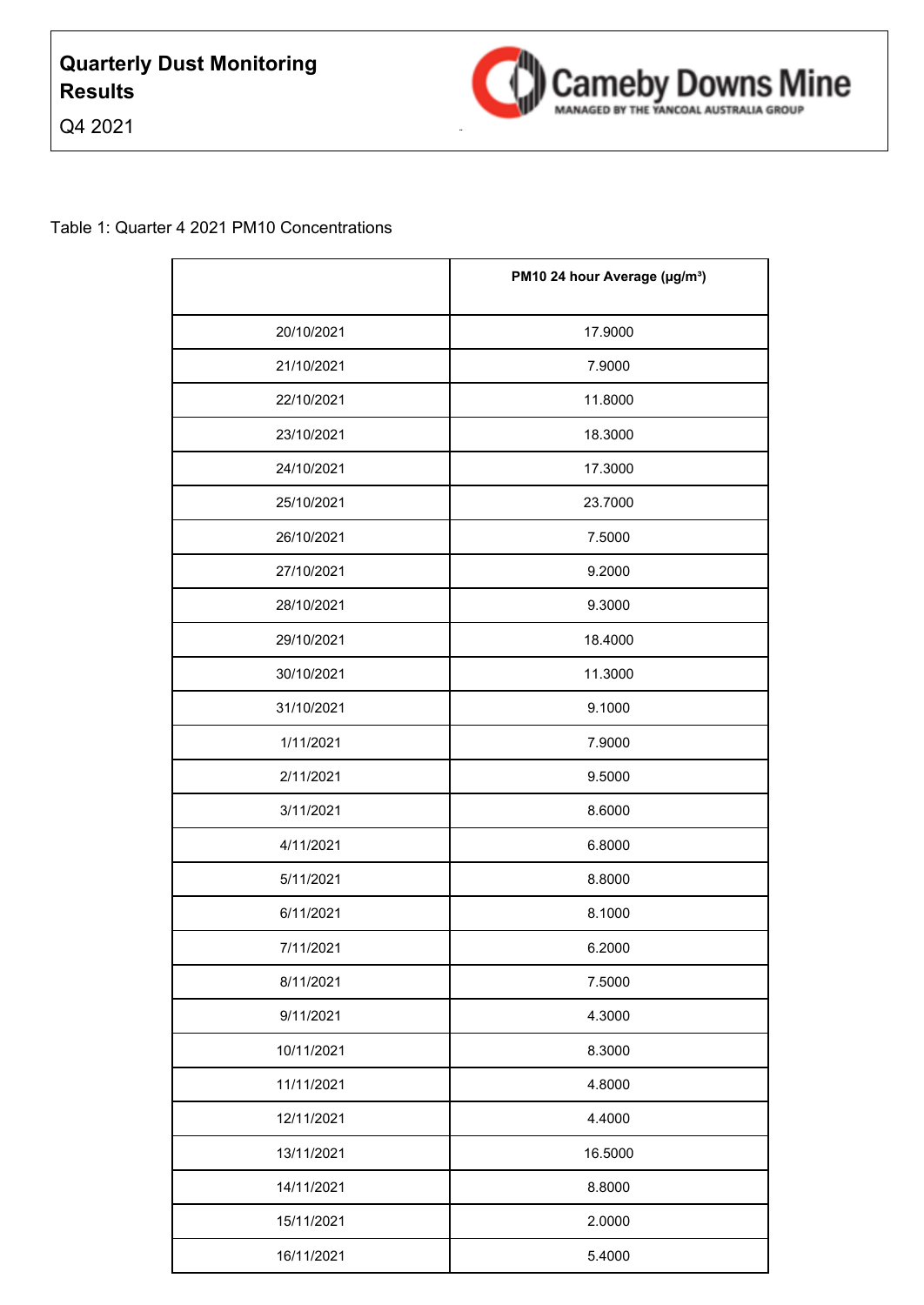**Quarterly Dust Monitoring Results**

Q4 2021

Cameby Downs Mine
MANAGED BY THE YANCOAL AUSTRALIA GROUP

Table 1: Quarter 4 2021 PM10 Concentrations

| | PM10 24 hour Average (µg/m³) |
|---|---|
| 20/10/2021 | 17.9000 |
| 21/10/2021 | 7.9000 |
| 22/10/2021 | 11.8000 |
| 23/10/2021 | 18.3000 |
| 24/10/2021 | 17.3000 |
| 25/10/2021 | 23.7000 |
| 26/10/2021 | 7.5000 |
| 27/10/2021 | 9.2000 |
| 28/10/2021 | 9.3000 |
| 29/10/2021 | 18.4000 |
| 30/10/2021 | 11.3000 |
| 31/10/2021 | 9.1000 |
| 1/11/2021 | 7.9000 |
| 2/11/2021 | 9.5000 |
| 3/11/2021 | 8.6000 |
| 4/11/2021 | 6.8000 |
| 5/11/2021 | 8.8000 |
| 6/11/2021 | 8.1000 |
| 7/11/2021 | 6.2000 |
| 8/11/2021 | 7.5000 |
| 9/11/2021 | 4.3000 |
| 10/11/2021 | 8.3000 |
| 11/11/2021 | 4.8000 |
| 12/11/2021 | 4.4000 |
| 13/11/2021 | 16.5000 |
| 14/11/2021 | 8.8000 |
| 15/11/2021 | 2.0000 |
| 16/11/2021 | 5.4000 |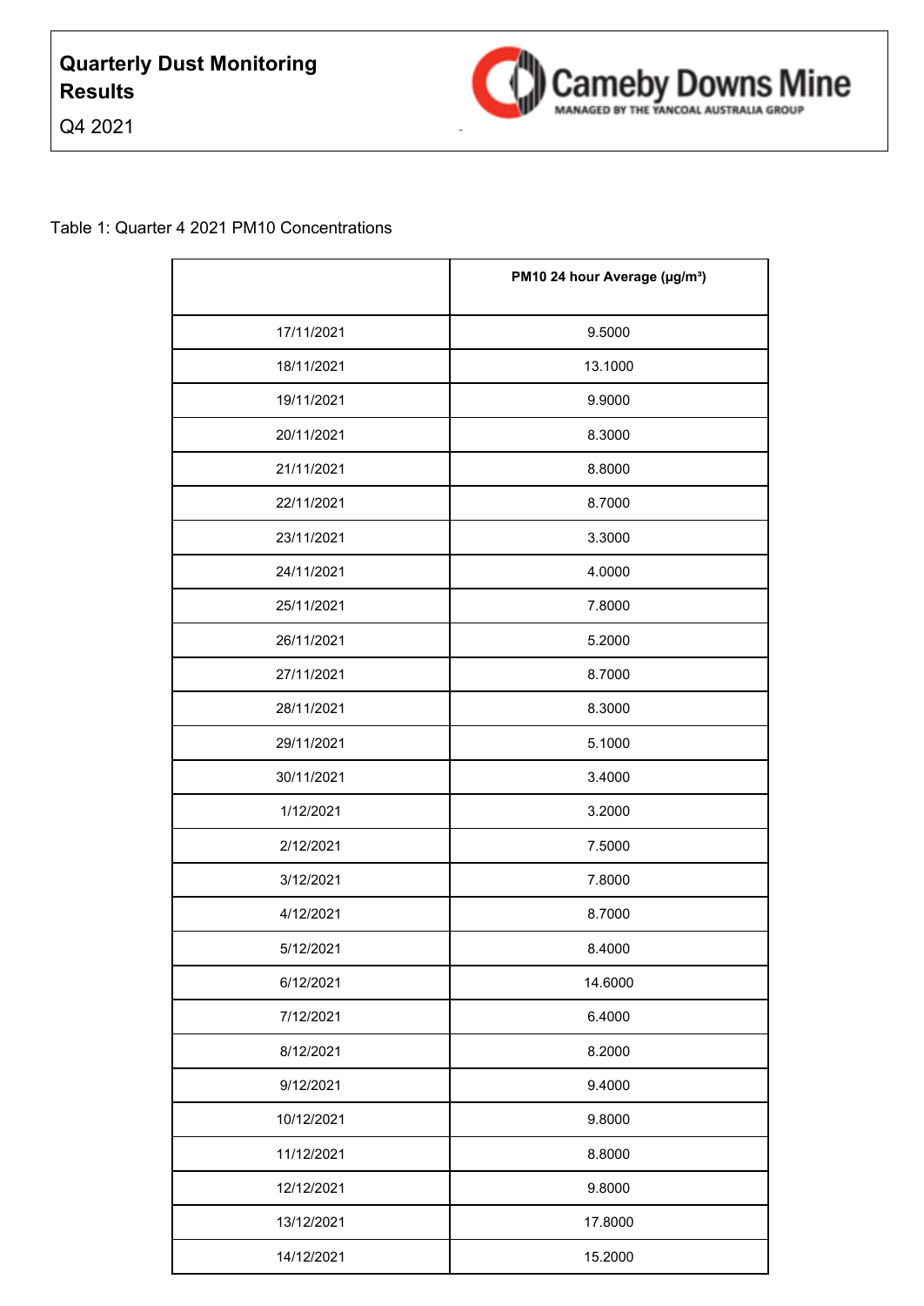**Quarterly Dust Monitoring Results**

Q4 2021

Cameby Downs Mine
MANAGED BY THE YANCOAL AUSTRALIA GROUP

Table 1: Quarter 4 2021 PM10 Concentrations

| | PM10 24 hour Average (µg/m³) |
|---|---|
| 17/11/2021 | 9.5000 |
| 18/11/2021 | 13.1000 |
| 19/11/2021 | 9.9000 |
| 20/11/2021 | 8.3000 |
| 21/11/2021 | 8.8000 |
| 22/11/2021 | 8.7000 |
| 23/11/2021 | 3.3000 |
| 24/11/2021 | 4.0000 |
| 25/11/2021 | 7.8000 |
| 26/11/2021 | 5.2000 |
| 27/11/2021 | 8.7000 |
| 28/11/2021 | 8.3000 |
| 29/11/2021 | 5.1000 |
| 30/11/2021 | 3.4000 |
| 1/12/2021 | 3.2000 |
| 2/12/2021 | 7.5000 |
| 3/12/2021 | 7.8000 |
| 4/12/2021 | 8.7000 |
| 5/12/2021 | 8.4000 |
| 6/12/2021 | 14.6000 |
| 7/12/2021 | 6.4000 |
| 8/12/2021 | 8.2000 |
| 9/12/2021 | 9.4000 |
| 10/12/2021 | 9.8000 |
| 11/12/2021 | 8.8000 |
| 12/12/2021 | 9.8000 |
| 13/12/2021 | 17.8000 |
| 14/12/2021 | 15.2000 |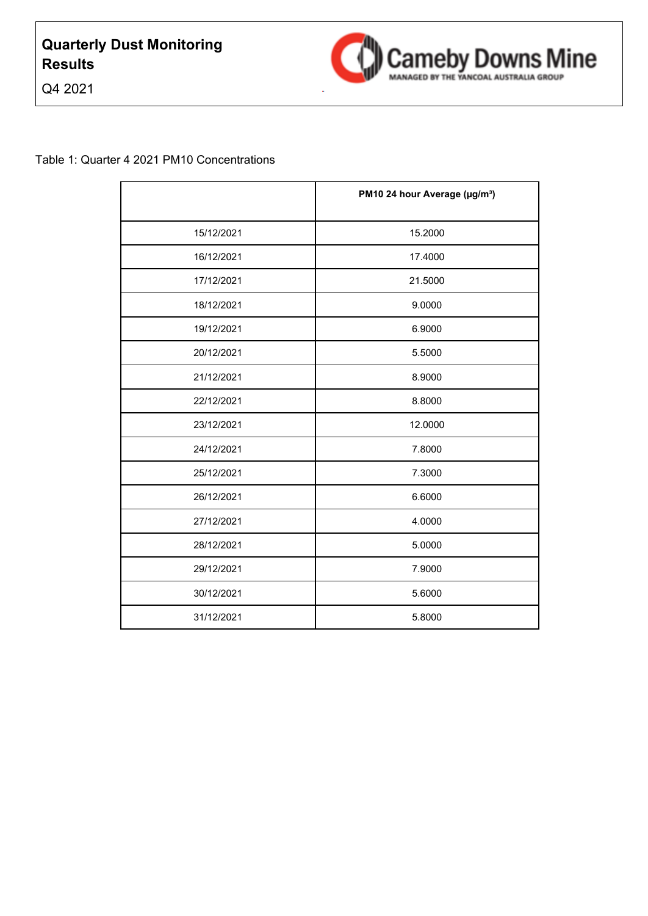**Quarterly Dust Monitoring Results**

Q4 2021

Cameby Downs Mine
MANAGED BY THE YANCOAL AUSTRALIA GROUP

Table 1: Quarter 4 2021 PM10 Concentrations

| | PM10 24 hour Average (μg/m³) |
|---|---|
| 15/12/2021 | 15.2000 |
| 16/12/2021 | 17.4000 |
| 17/12/2021 | 21.5000 |
| 18/12/2021 | 9.0000 |
| 19/12/2021 | 6.9000 |
| 20/12/2021 | 5.5000 |
| 21/12/2021 | 8.9000 |
| 22/12/2021 | 8.8000 |
| 23/12/2021 | 12.0000 |
| 24/12/2021 | 7.8000 |
| 25/12/2021 | 7.3000 |
| 26/12/2021 | 6.6000 |
| 27/12/2021 | 4.0000 |
| 28/12/2021 | 5.0000 |
| 29/12/2021 | 7.9000 |
| 30/12/2021 | 5.6000 |
| 31/12/2021 | 5.8000 |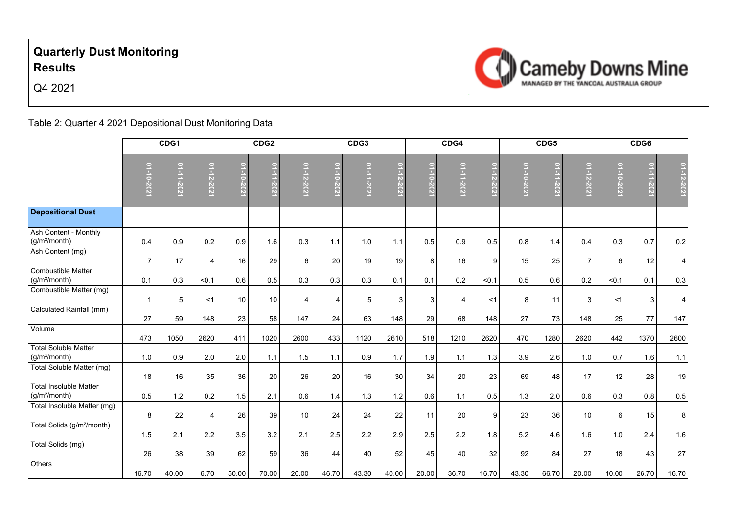# Quarterly Dust Monitoring Results

Q4 2021

Cameby Downs Mine
MANAGED BY THE YANCOAL AUSTRALIA GROUP

Table 2: Quarter 4 2021 Depositional Dust Monitoring Data

| | CDG1 | | | CDG2 | | | CDG3 | | | CDG4 | | | CDG5 | | | CDG6 | | |
|---|---|---|---|---|---|---|---|---|---|---|---|---|---|---|---|---|---|---|
| | 01-10-2021 | 01-11-2021 | 01-12-2021 | 01-10-2021 | 01-11-2021 | 01-12-2021 | 01-10-2021 | 01-11-2021 | 01-12-2021 | 01-10-2021 | 01-11-2021 | 01-12-2021 | 01-10-2021 | 01-11-2021 | 01-12-2021 | 01-10-2021 | 01-11-2021 | 01-12-2021 |
| **Depositional Dust** | | | | | | | | | | | | | | | | | | |
| Ash Content - Monthly (g/m²/month) | 0.4 | 0.9 | 0.2 | 0.9 | 1.6 | 0.3 | 1.1 | 1.0 | 1.1 | 0.5 | 0.9 | 0.5 | 0.8 | 1.4 | 0.4 | 0.3 | 0.7 | 0.2 |
| Ash Content (mg) | 7 | 17 | 4 | 16 | 29 | 6 | 20 | 19 | 19 | 8 | 16 | 9 | 15 | 25 | 7 | 6 | 12 | 4 |
| Combustible Matter (g/m²/month) | 0.1 | 0.3 | <0.1 | 0.6 | 0.5 | 0.3 | 0.3 | 0.3 | 0.1 | 0.1 | 0.2 | <0.1 | 0.5 | 0.6 | 0.2 | <0.1 | 0.1 | 0.3 |
| Combustible Matter (mg) | 1 | 5 | <1 | 10 | 10 | 4 | 4 | 5 | 3 | 3 | 4 | <1 | 8 | 11 | 3 | <1 | 3 | 4 |
| Calculated Rainfall (mm) | 27 | 59 | 148 | 23 | 58 | 147 | 24 | 63 | 148 | 29 | 68 | 148 | 27 | 73 | 148 | 25 | 77 | 147 |
| Volume | 473 | 1050 | 2620 | 411 | 1020 | 2600 | 433 | 1120 | 2610 | 518 | 1210 | 2620 | 470 | 1280 | 2620 | 442 | 1370 | 2600 |
| Total Soluble Matter (g/m²/month) | 1.0 | 0.9 | 2.0 | 2.0 | 1.1 | 1.5 | 1.1 | 0.9 | 1.7 | 1.9 | 1.1 | 1.3 | 3.9 | 2.6 | 1.0 | 0.7 | 1.6 | 1.1 |
| Total Soluble Matter (mg) | 18 | 16 | 35 | 36 | 20 | 26 | 20 | 16 | 30 | 34 | 20 | 23 | 69 | 48 | 17 | 12 | 28 | 19 |
| Total Insoluble Matter (g/m²/month) | 0.5 | 1.2 | 0.2 | 1.5 | 2.1 | 0.6 | 1.4 | 1.3 | 1.2 | 0.6 | 1.1 | 0.5 | 1.3 | 2.0 | 0.6 | 0.3 | 0.8 | 0.5 |
| Total Insoluble Matter (mg) | 8 | 22 | 4 | 26 | 39 | 10 | 24 | 24 | 22 | 11 | 20 | 9 | 23 | 36 | 10 | 6 | 15 | 8 |
| Total Solids (g/m²/month) | 1.5 | 2.1 | 2.2 | 3.5 | 3.2 | 2.1 | 2.5 | 2.2 | 2.9 | 2.5 | 2.2 | 1.8 | 5.2 | 4.6 | 1.6 | 1.0 | 2.4 | 1.6 |
| Total Solids (mg) | 26 | 38 | 39 | 62 | 59 | 36 | 44 | 40 | 52 | 45 | 40 | 32 | 92 | 84 | 27 | 18 | 43 | 27 |
| Others | 16.70 | 40.00 | 6.70 | 50.00 | 70.00 | 20.00 | 46.70 | 43.30 | 40.00 | 20.00 | 36.70 | 16.70 | 43.30 | 66.70 | 20.00 | 10.00 | 26.70 | 16.70 |